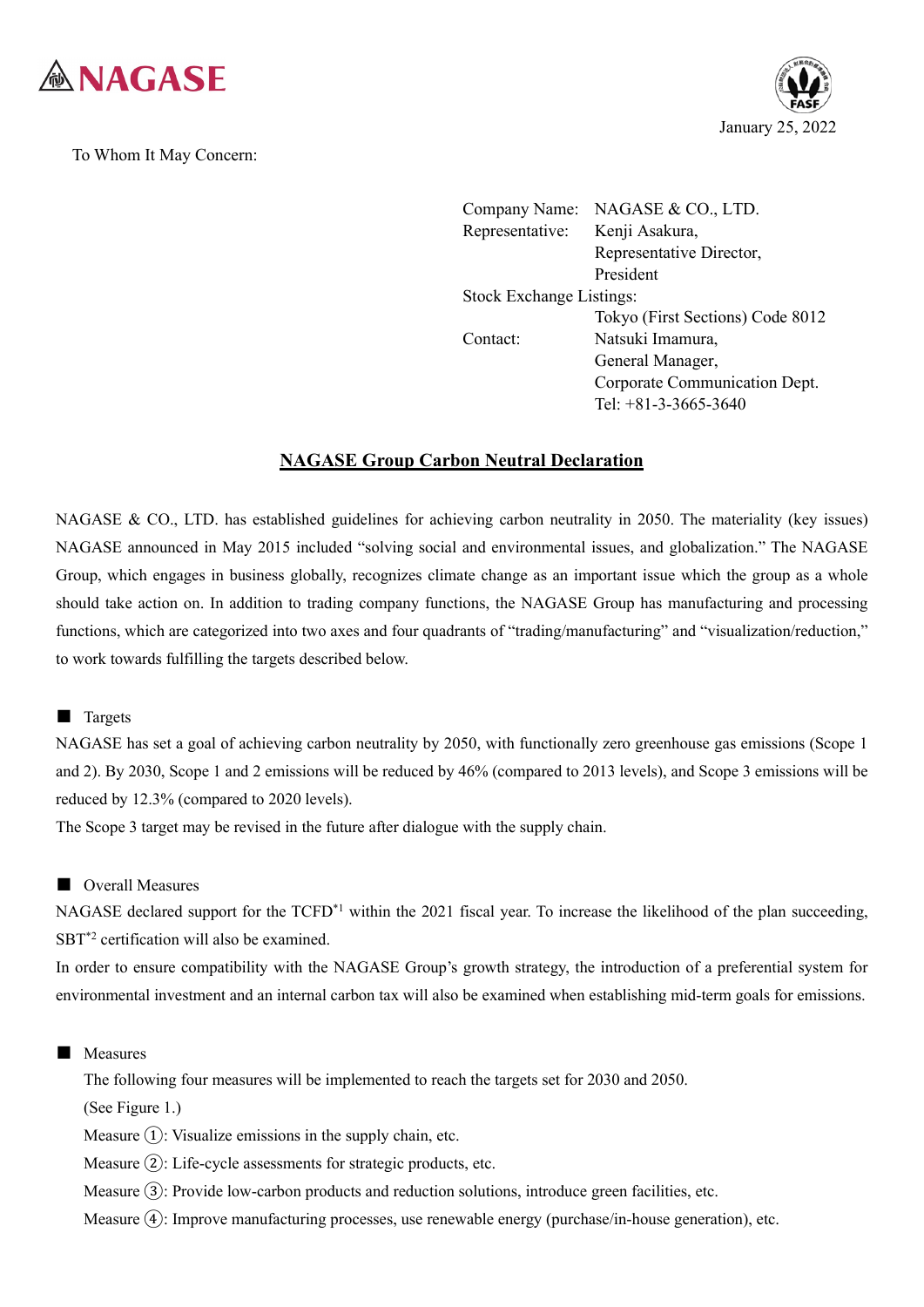NAGASE

January 25, 2022

To Whom It May Concern:

Company Name: NAGASE & CO., LTD.
Representative: Kenji Asakura, Representative Director, President
Stock Exchange Listings: Tokyo (First Sections) Code 8012
Contact: Natsuki Imamura, General Manager, Corporate Communication Dept.
Tel: +81-3-3665-3640

# NAGASE Group Carbon Neutral Declaration

NAGASE & CO., LTD. has established guidelines for achieving carbon neutrality in 2050. The materiality (key issues) NAGASE announced in May 2015 included "solving social and environmental issues, and globalization." The NAGASE Group, which engages in business globally, recognizes climate change as an important issue which the group as a whole should take action on. In addition to trading company functions, the NAGASE Group has manufacturing and processing functions, which are categorized into two axes and four quadrants of "trading/manufacturing" and "visualization/reduction," to work towards fulfilling the targets described below.

## ■ Targets

NAGASE has set a goal of achieving carbon neutrality by 2050, with functionally zero greenhouse gas emissions (Scope 1 and 2). By 2030, Scope 1 and 2 emissions will be reduced by 46% (compared to 2013 levels), and Scope 3 emissions will be reduced by 12.3% (compared to 2020 levels).

The Scope 3 target may be revised in the future after dialogue with the supply chain.

## ■ Overall Measures

NAGASE declared support for the TCFD[*1] within the 2021 fiscal year. To increase the likelihood of the plan succeeding, SBT[*2] certification will also be examined.

In order to ensure compatibility with the NAGASE Group's growth strategy, the introduction of a preferential system for environmental investment and an internal carbon tax will also be examined when establishing mid-term goals for emissions.

## ■ Measures

The following four measures will be implemented to reach the targets set for 2030 and 2050.

(See Figure 1.)

Measure ①: Visualize emissions in the supply chain, etc.

Measure ②: Life-cycle assessments for strategic products, etc.

Measure ③: Provide low-carbon products and reduction solutions, introduce green facilities, etc.

Measure ④: Improve manufacturing processes, use renewable energy (purchase/in-house generation), etc.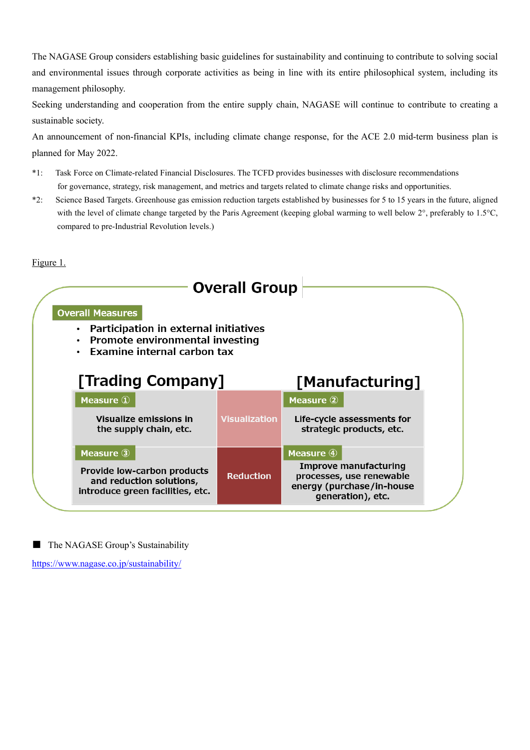The NAGASE Group considers establishing basic guidelines for sustainability and continuing to contribute to solving social and environmental issues through corporate activities as being in line with its entire philosophical system, including its management philosophy.

Seeking understanding and cooperation from the entire supply chain, NAGASE will continue to contribute to creating a sustainable society.

An announcement of non-financial KPIs, including climate change response, for the ACE 2.0 mid-term business plan is planned for May 2022.

*1: Task Force on Climate-related Financial Disclosures. The TCFD provides businesses with disclosure recommendations for governance, strategy, risk management, and metrics and targets related to climate change risks and opportunities.

*2: Science Based Targets. Greenhouse gas emission reduction targets established by businesses for 5 to 15 years in the future, aligned with the level of climate change targeted by the Paris Agreement (keeping global warming to well below 2°, preferably to 1.5°C, compared to pre-Industrial Revolution levels.)

Figure 1.

**Overall Group**

**Overall Measures**

- Participation in external initiatives
- Promote environmental investing
- Examine internal carbon tax

| | [Trading Company] | | [Manufacturing] |
|---|---|---|---|
| Visualization | Measure ① Visualize emissions in the supply chain, etc. | | Measure ② Life-cycle assessments for strategic products, etc. |
| Reduction | Measure ③ Provide low-carbon products and reduction solutions, introduce green facilities, etc. | | Measure ④ Improve manufacturing processes, use renewable energy (purchase/in-house generation), etc. |

■ The NAGASE Group's Sustainability

https://www.nagase.co.jp/sustainability/